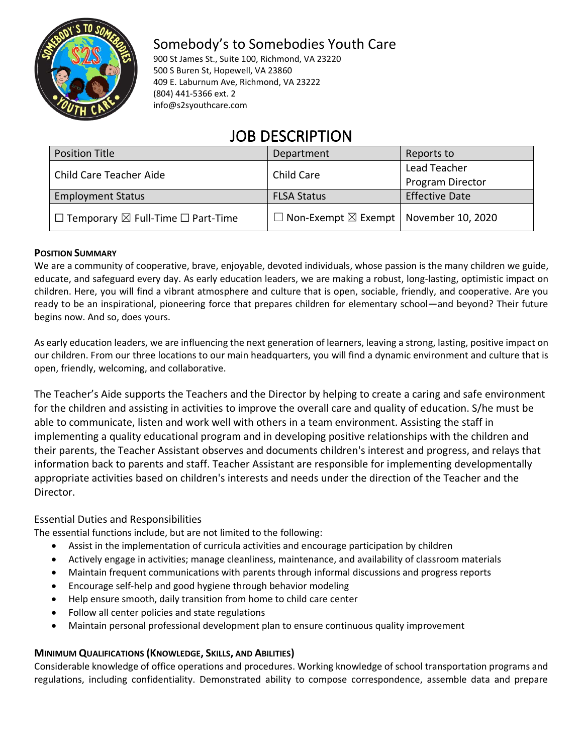# Somebody's to Somebodies Youth Care

900 St James St., Suite 100, Richmond, VA 23220
500 S Buren St, Hopewell, VA 23860
409 E. Laburnum Ave, Richmond, VA 23222
(804) 441-5366 ext. 2
info@s2syouthcare.com

## JOB DESCRIPTION

| Position Title | Department | Reports to |
|---|---|---|
| Child Care Teacher Aide | Child Care | Lead Teacher<br>Program Director |
| **Employment Status** | **FLSA Status** | **Effective Date** |
| ☐ Temporary ☒ Full-Time ☐ Part-Time | ☐ Non-Exempt ☒ Exempt | November 10, 2020 |

**POSITION SUMMARY**

We are a community of cooperative, brave, enjoyable, devoted individuals, whose passion is the many children we guide, educate, and safeguard every day. As early education leaders, we are making a robust, long-lasting, optimistic impact on children. Here, you will find a vibrant atmosphere and culture that is open, sociable, friendly, and cooperative. Are you ready to be an inspirational, pioneering force that prepares children for elementary school—and beyond? Their future begins now. And so, does yours.

As early education leaders, we are influencing the next generation of learners, leaving a strong, lasting, positive impact on our children. From our three locations to our main headquarters, you will find a dynamic environment and culture that is open, friendly, welcoming, and collaborative.

The Teacher's Aide supports the Teachers and the Director by helping to create a caring and safe environment for the children and assisting in activities to improve the overall care and quality of education. S/he must be able to communicate, listen and work well with others in a team environment. Assisting the staff in implementing a quality educational program and in developing positive relationships with the children and their parents, the Teacher Assistant observes and documents children's interest and progress, and relays that information back to parents and staff. Teacher Assistant are responsible for implementing developmentally appropriate activities based on children's interests and needs under the direction of the Teacher and the Director.

Essential Duties and Responsibilities

The essential functions include, but are not limited to the following:

- Assist in the implementation of curricula activities and encourage participation by children
- Actively engage in activities; manage cleanliness, maintenance, and availability of classroom materials
- Maintain frequent communications with parents through informal discussions and progress reports
- Encourage self-help and good hygiene through behavior modeling
- Help ensure smooth, daily transition from home to child care center
- Follow all center policies and state regulations
- Maintain personal professional development plan to ensure continuous quality improvement

**MINIMUM QUALIFICATIONS (KNOWLEDGE, SKILLS, AND ABILITIES)**

Considerable knowledge of office operations and procedures. Working knowledge of school transportation programs and regulations, including confidentiality. Demonstrated ability to compose correspondence, assemble data and prepare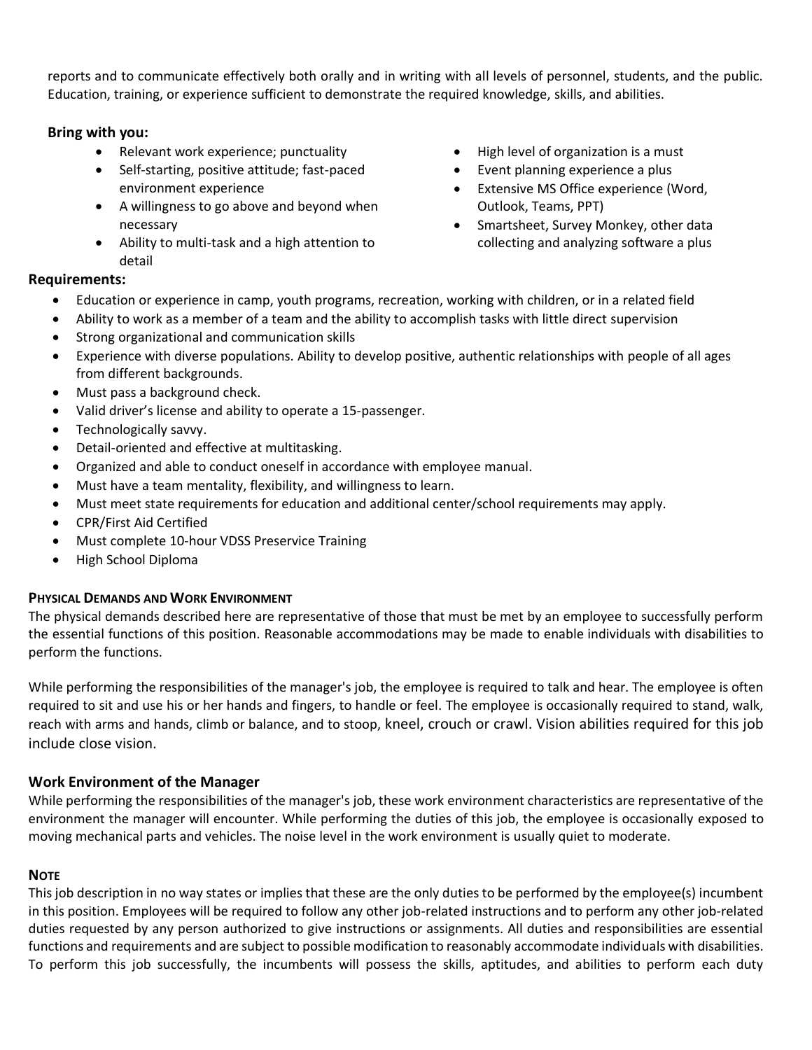reports and to communicate effectively both orally and in writing with all levels of personnel, students, and the public. Education, training, or experience sufficient to demonstrate the required knowledge, skills, and abilities.

### Bring with you:

- Relevant work experience; punctuality
- Self-starting, positive attitude; fast-paced environment experience
- A willingness to go above and beyond when necessary
- Ability to multi-task and a high attention to detail
- High level of organization is a must
- Event planning experience a plus
- Extensive MS Office experience (Word, Outlook, Teams, PPT)
- Smartsheet, Survey Monkey, other data collecting and analyzing software a plus

### Requirements:

- Education or experience in camp, youth programs, recreation, working with children, or in a related field
- Ability to work as a member of a team and the ability to accomplish tasks with little direct supervision
- Strong organizational and communication skills
- Experience with diverse populations. Ability to develop positive, authentic relationships with people of all ages from different backgrounds.
- Must pass a background check.
- Valid driver's license and ability to operate a 15-passenger.
- Technologically savvy.
- Detail-oriented and effective at multitasking.
- Organized and able to conduct oneself in accordance with employee manual.
- Must have a team mentality, flexibility, and willingness to learn.
- Must meet state requirements for education and additional center/school requirements may apply.
- CPR/First Aid Certified
- Must complete 10-hour VDSS Preservice Training
- High School Diploma

### Physical Demands and Work Environment

The physical demands described here are representative of those that must be met by an employee to successfully perform the essential functions of this position. Reasonable accommodations may be made to enable individuals with disabilities to perform the functions.

While performing the responsibilities of the manager's job, the employee is required to talk and hear. The employee is often required to sit and use his or her hands and fingers, to handle or feel. The employee is occasionally required to stand, walk, reach with arms and hands, climb or balance, and to stoop, kneel, crouch or crawl. Vision abilities required for this job include close vision.

### Work Environment of the Manager

While performing the responsibilities of the manager's job, these work environment characteristics are representative of the environment the manager will encounter. While performing the duties of this job, the employee is occasionally exposed to moving mechanical parts and vehicles. The noise level in the work environment is usually quiet to moderate.

### Note

This job description in no way states or implies that these are the only duties to be performed by the employee(s) incumbent in this position. Employees will be required to follow any other job-related instructions and to perform any other job-related duties requested by any person authorized to give instructions or assignments. All duties and responsibilities are essential functions and requirements and are subject to possible modification to reasonably accommodate individuals with disabilities. To perform this job successfully, the incumbents will possess the skills, aptitudes, and abilities to perform each duty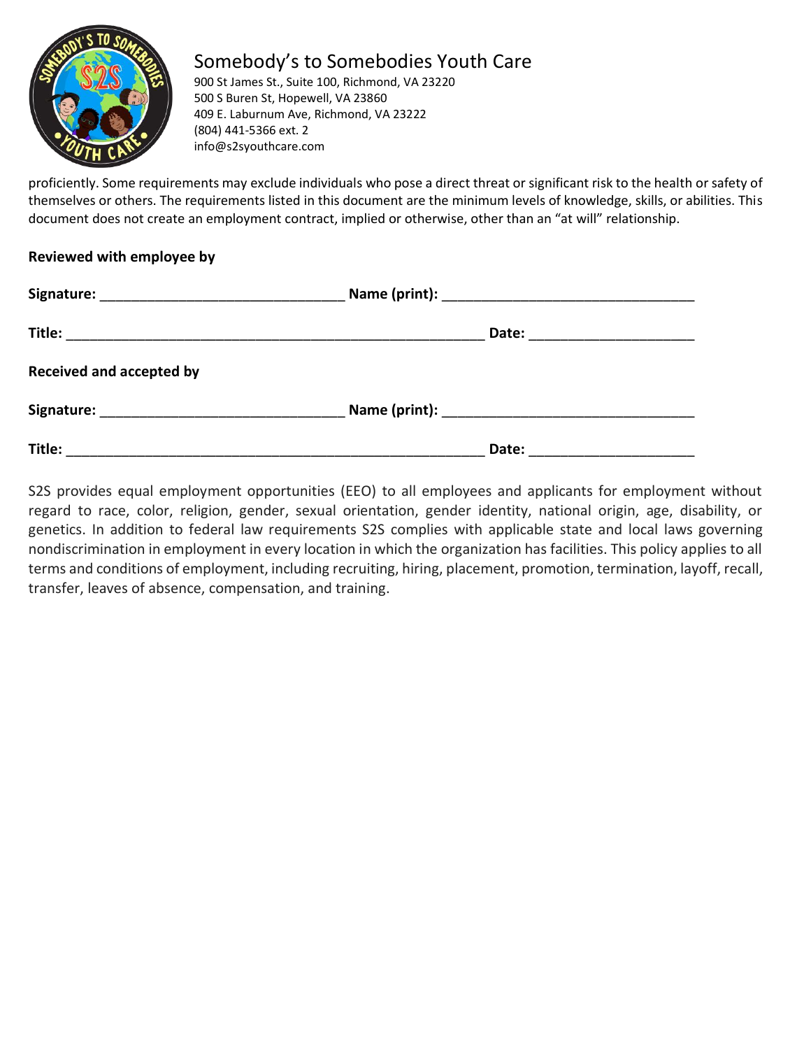Somebody's to Somebodies Youth Care
900 St James St., Suite 100, Richmond, VA 23220
500 S Buren St, Hopewell, VA 23860
409 E. Laburnum Ave, Richmond, VA 23222
(804) 441-5366 ext. 2
info@s2syouthcare.com

proficiently. Some requirements may exclude individuals who pose a direct threat or significant risk to the health or safety of themselves or others. The requirements listed in this document are the minimum levels of knowledge, skills, or abilities. This document does not create an employment contract, implied or otherwise, other than an "at will" relationship.

**Reviewed with employee by**

**Signature:** ______________________________ **Name (print):** ______________________________

**Title:** ______________________________________________ **Date:** ____________________

**Received and accepted by**

**Signature:** ______________________________ **Name (print):** ______________________________

**Title:** ______________________________________________ **Date:** ____________________

S2S provides equal employment opportunities (EEO) to all employees and applicants for employment without regard to race, color, religion, gender, sexual orientation, gender identity, national origin, age, disability, or genetics. In addition to federal law requirements S2S complies with applicable state and local laws governing nondiscrimination in employment in every location in which the organization has facilities. This policy applies to all terms and conditions of employment, including recruiting, hiring, placement, promotion, termination, layoff, recall, transfer, leaves of absence, compensation, and training.